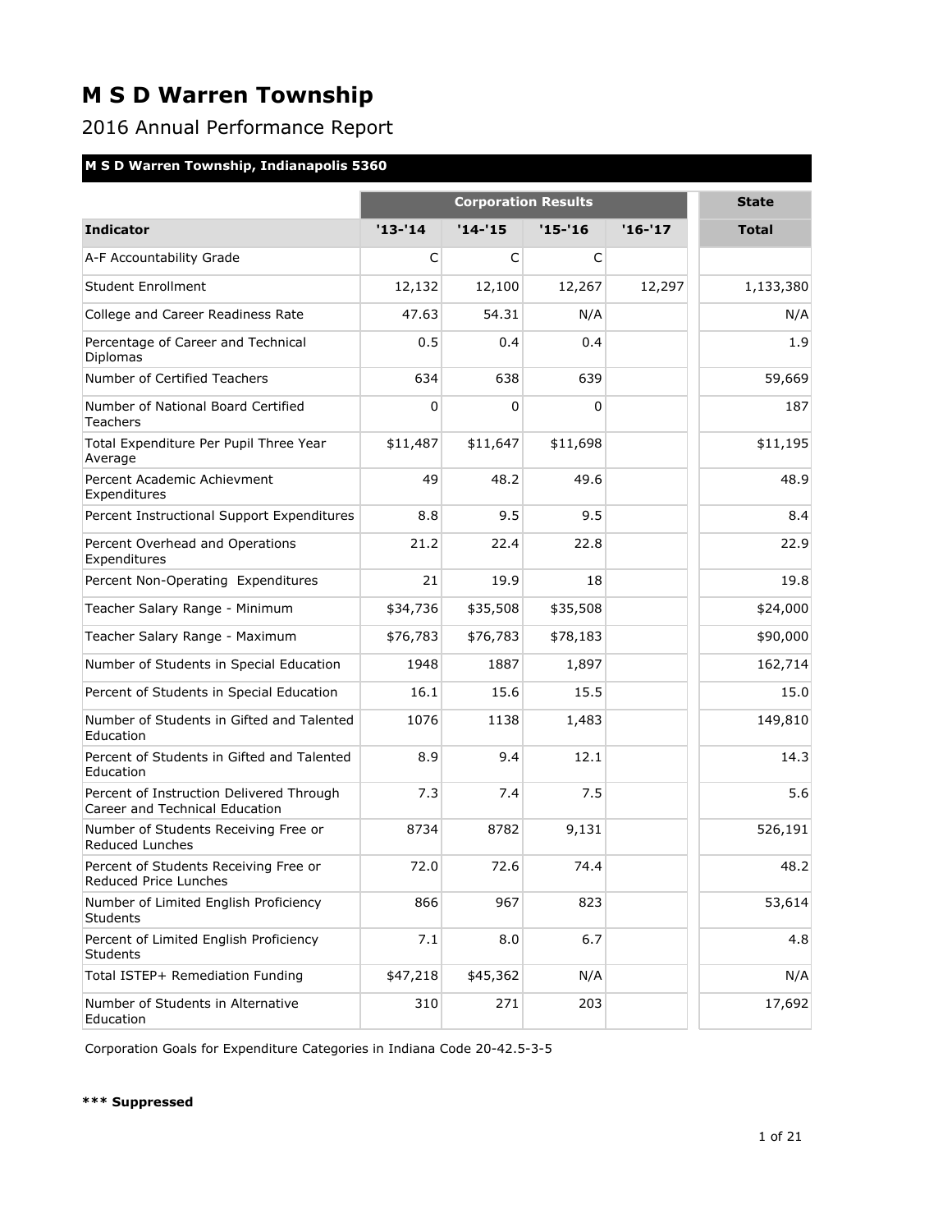# M S D Warren Township

## 2016 Annual Performance Report

### M S D Warren Township, Indianapolis 5360

| | Corporation Results | | | | State |
|---|---|---|---|---|---|
| **Indicator** | **'13-'14** | **'14-'15** | **'15-'16** | **'16-'17** | **Total** |
| A-F Accountability Grade | C | C | C | | |
| Student Enrollment | 12,132 | 12,100 | 12,267 | 12,297 | 1,133,380 |
| College and Career Readiness Rate | 47.63 | 54.31 | N/A | | N/A |
| Percentage of Career and Technical Diplomas | 0.5 | 0.4 | 0.4 | | 1.9 |
| Number of Certified Teachers | 634 | 638 | 639 | | 59,669 |
| Number of National Board Certified Teachers | 0 | 0 | 0 | | 187 |
| Total Expenditure Per Pupil Three Year Average | $11,487 | $11,647 | $11,698 | | $11,195 |
| Percent Academic Achievment Expenditures | 49 | 48.2 | 49.6 | | 48.9 |
| Percent Instructional Support Expenditures | 8.8 | 9.5 | 9.5 | | 8.4 |
| Percent Overhead and Operations Expenditures | 21.2 | 22.4 | 22.8 | | 22.9 |
| Percent Non-Operating Expenditures | 21 | 19.9 | 18 | | 19.8 |
| Teacher Salary Range - Minimum | $34,736 | $35,508 | $35,508 | | $24,000 |
| Teacher Salary Range - Maximum | $76,783 | $76,783 | $78,183 | | $90,000 |
| Number of Students in Special Education | 1948 | 1887 | 1,897 | | 162,714 |
| Percent of Students in Special Education | 16.1 | 15.6 | 15.5 | | 15.0 |
| Number of Students in Gifted and Talented Education | 1076 | 1138 | 1,483 | | 149,810 |
| Percent of Students in Gifted and Talented Education | 8.9 | 9.4 | 12.1 | | 14.3 |
| Percent of Instruction Delivered Through Career and Technical Education | 7.3 | 7.4 | 7.5 | | 5.6 |
| Number of Students Receiving Free or Reduced Lunches | 8734 | 8782 | 9,131 | | 526,191 |
| Percent of Students Receiving Free or Reduced Price Lunches | 72.0 | 72.6 | 74.4 | | 48.2 |
| Number of Limited English Proficiency Students | 866 | 967 | 823 | | 53,614 |
| Percent of Limited English Proficiency Students | 7.1 | 8.0 | 6.7 | | 4.8 |
| Total ISTEP+ Remediation Funding | $47,218 | $45,362 | N/A | | N/A |
| Number of Students in Alternative Education | 310 | 271 | 203 | | 17,692 |

Corporation Goals for Expenditure Categories in Indiana Code 20-42.5-3-5

**\*\*\* Suppressed**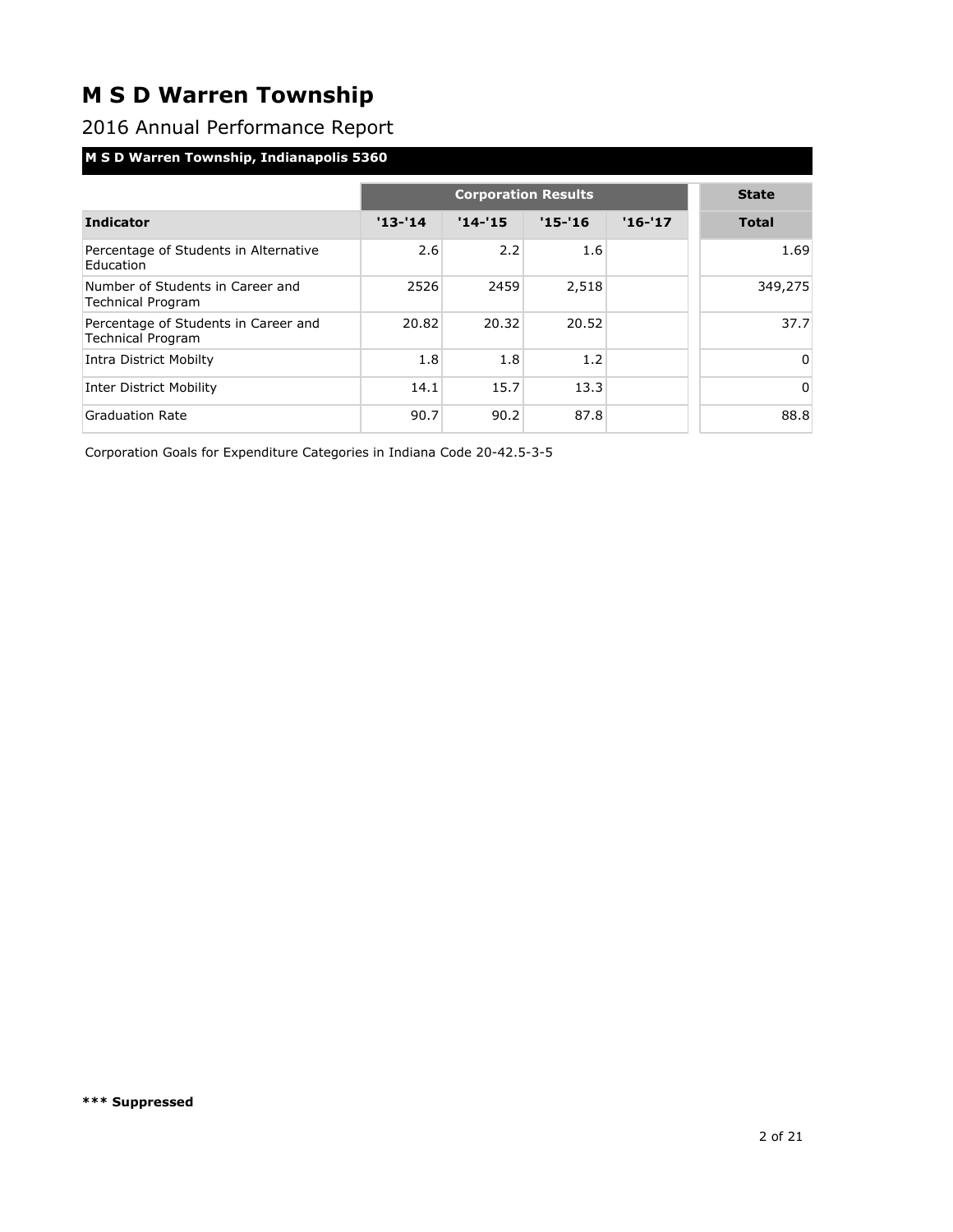# M S D Warren Township

2016 Annual Performance Report

**M S D Warren Township, Indianapolis 5360**

| | Corporation Results | | | | State |
|---|---|---|---|---|---|
| **Indicator** | **'13-'14** | **'14-'15** | **'15-'16** | **'16-'17** | **Total** |
| Percentage of Students in Alternative Education | 2.6 | 2.2 | 1.6 | | 1.69 |
| Number of Students in Career and Technical Program | 2526 | 2459 | 2,518 | | 349,275 |
| Percentage of Students in Career and Technical Program | 20.82 | 20.32 | 20.52 | | 37.7 |
| Intra District Mobilty | 1.8 | 1.8 | 1.2 | | 0 |
| Inter District Mobility | 14.1 | 15.7 | 13.3 | | 0 |
| Graduation Rate | 90.7 | 90.2 | 87.8 | | 88.8 |

Corporation Goals for Expenditure Categories in Indiana Code 20-42.5-3-5

**\*\*\* Suppressed**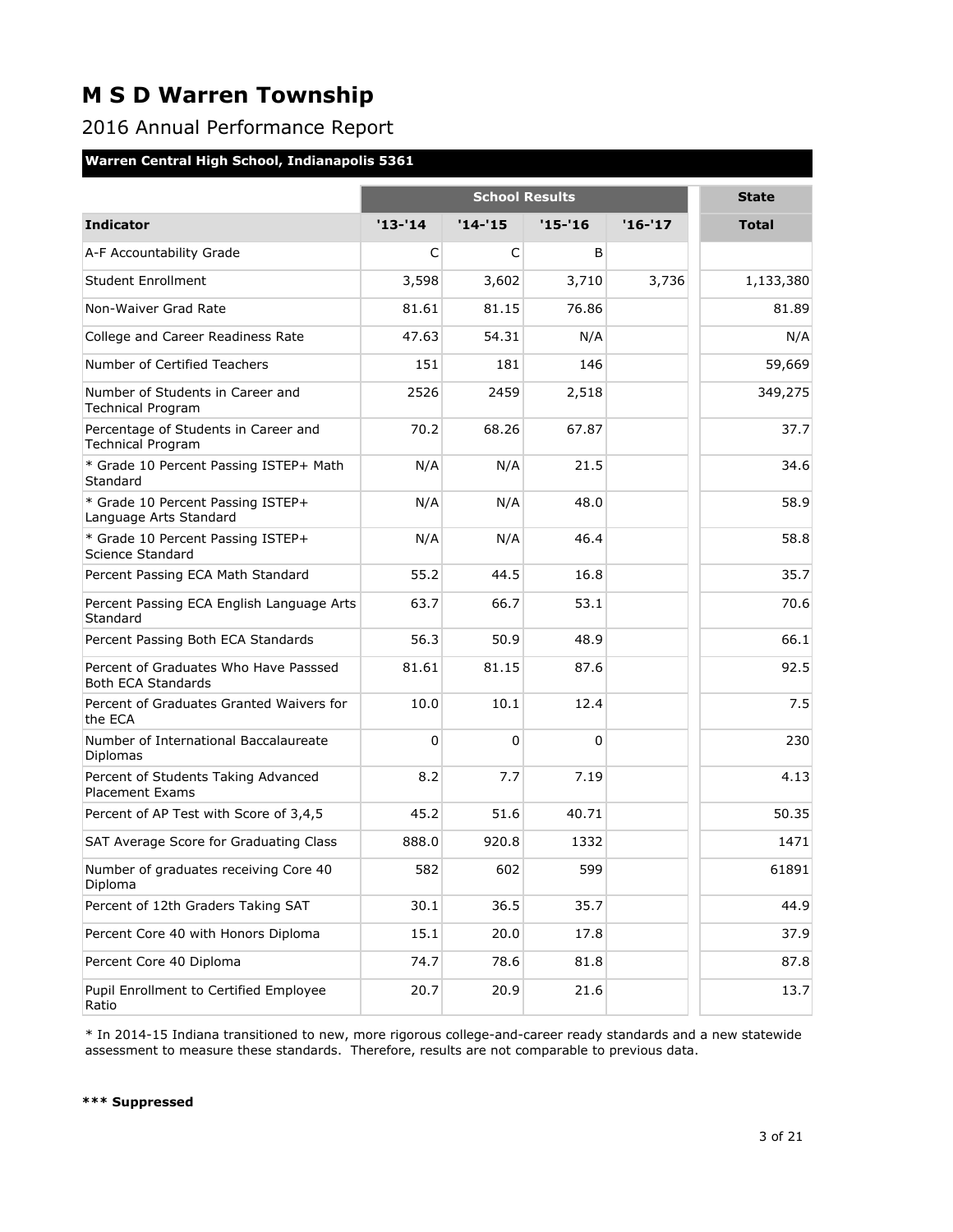# M S D Warren Township

## 2016 Annual Performance Report

**Warren Central High School, Indianapolis 5361**

| | School Results | | | | State |
|---|---|---|---|---|---|
| **Indicator** | **'13-'14** | **'14-'15** | **'15-'16** | **'16-'17** | **Total** |
| A-F Accountability Grade | C | C | B | | |
| Student Enrollment | 3,598 | 3,602 | 3,710 | 3,736 | 1,133,380 |
| Non-Waiver Grad Rate | 81.61 | 81.15 | 76.86 | | 81.89 |
| College and Career Readiness Rate | 47.63 | 54.31 | N/A | | N/A |
| Number of Certified Teachers | 151 | 181 | 146 | | 59,669 |
| Number of Students in Career and Technical Program | 2526 | 2459 | 2,518 | | 349,275 |
| Percentage of Students in Career and Technical Program | 70.2 | 68.26 | 67.87 | | 37.7 |
| * Grade 10 Percent Passing ISTEP+ Math Standard | N/A | N/A | 21.5 | | 34.6 |
| * Grade 10 Percent Passing ISTEP+ Language Arts Standard | N/A | N/A | 48.0 | | 58.9 |
| * Grade 10 Percent Passing ISTEP+ Science Standard | N/A | N/A | 46.4 | | 58.8 |
| Percent Passing ECA Math Standard | 55.2 | 44.5 | 16.8 | | 35.7 |
| Percent Passing ECA English Language Arts Standard | 63.7 | 66.7 | 53.1 | | 70.6 |
| Percent Passing Both ECA Standards | 56.3 | 50.9 | 48.9 | | 66.1 |
| Percent of Graduates Who Have Passsed Both ECA Standards | 81.61 | 81.15 | 87.6 | | 92.5 |
| Percent of Graduates Granted Waivers for the ECA | 10.0 | 10.1 | 12.4 | | 7.5 |
| Number of International Baccalaureate Diplomas | 0 | 0 | 0 | | 230 |
| Percent of Students Taking Advanced Placement Exams | 8.2 | 7.7 | 7.19 | | 4.13 |
| Percent of AP Test with Score of 3,4,5 | 45.2 | 51.6 | 40.71 | | 50.35 |
| SAT Average Score for Graduating Class | 888.0 | 920.8 | 1332 | | 1471 |
| Number of graduates receiving Core 40 Diploma | 582 | 602 | 599 | | 61891 |
| Percent of 12th Graders Taking SAT | 30.1 | 36.5 | 35.7 | | 44.9 |
| Percent Core 40 with Honors Diploma | 15.1 | 20.0 | 17.8 | | 37.9 |
| Percent Core 40 Diploma | 74.7 | 78.6 | 81.8 | | 87.8 |
| Pupil Enrollment to Certified Employee Ratio | 20.7 | 20.9 | 21.6 | | 13.7 |

* In 2014-15 Indiana transitioned to new, more rigorous college-and-career ready standards and a new statewide assessment to measure these standards. Therefore, results are not comparable to previous data.

**\*\*\* Suppressed**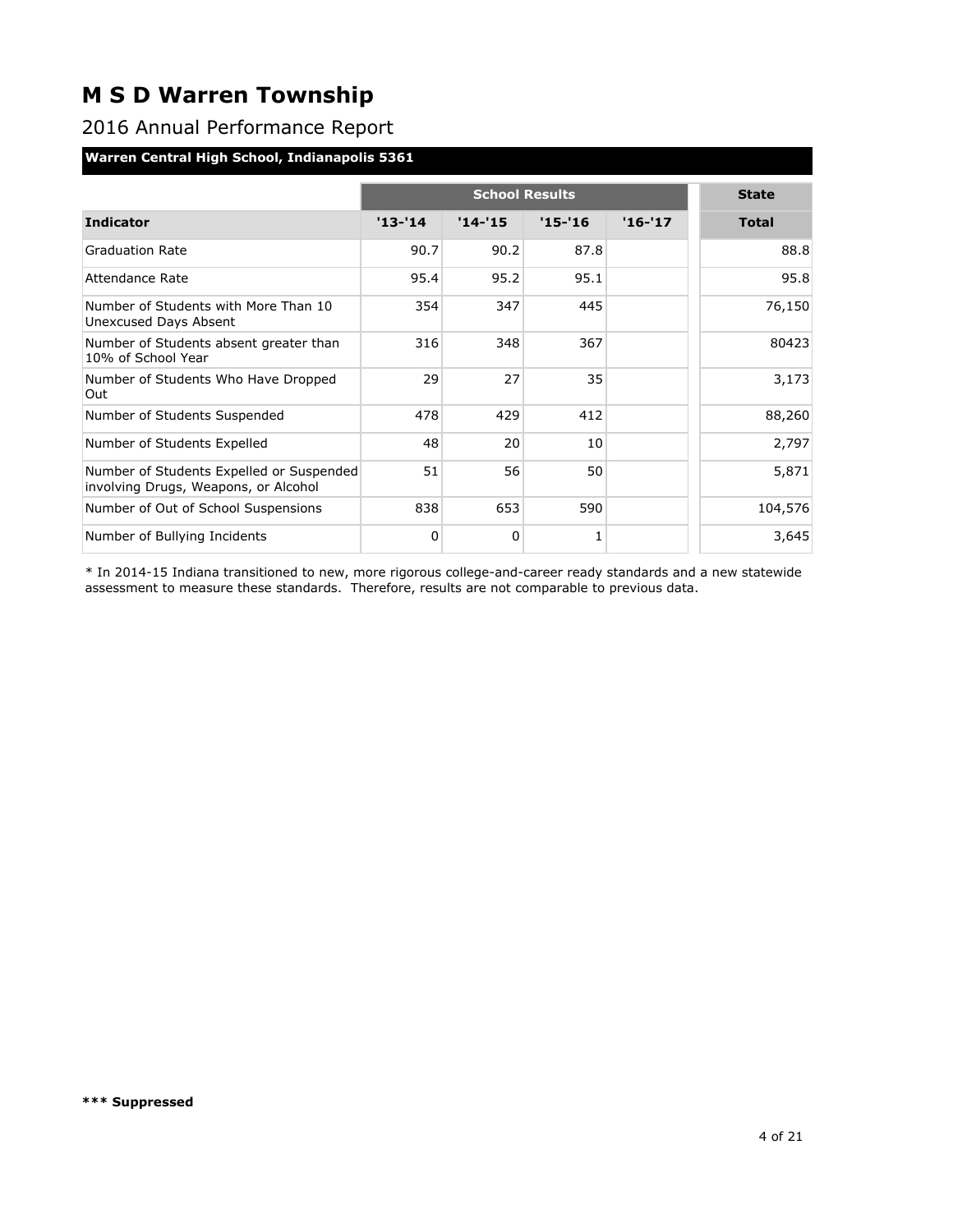# M S D Warren Township

## 2016 Annual Performance Report

### Warren Central High School, Indianapolis 5361

| | School Results | | | | State |
|---|---|---|---|---|---|
| **Indicator** | **'13-'14** | **'14-'15** | **'15-'16** | **'16-'17** | **Total** |
| Graduation Rate | 90.7 | 90.2 | 87.8 | | 88.8 |
| Attendance Rate | 95.4 | 95.2 | 95.1 | | 95.8 |
| Number of Students with More Than 10 Unexcused Days Absent | 354 | 347 | 445 | | 76,150 |
| Number of Students absent greater than 10% of School Year | 316 | 348 | 367 | | 80423 |
| Number of Students Who Have Dropped Out | 29 | 27 | 35 | | 3,173 |
| Number of Students Suspended | 478 | 429 | 412 | | 88,260 |
| Number of Students Expelled | 48 | 20 | 10 | | 2,797 |
| Number of Students Expelled or Suspended involving Drugs, Weapons, or Alcohol | 51 | 56 | 50 | | 5,871 |
| Number of Out of School Suspensions | 838 | 653 | 590 | | 104,576 |
| Number of Bullying Incidents | 0 | 0 | 1 | | 3,645 |

* In 2014-15 Indiana transitioned to new, more rigorous college-and-career ready standards and a new statewide assessment to measure these standards. Therefore, results are not comparable to previous data.

**\*\*\* Suppressed**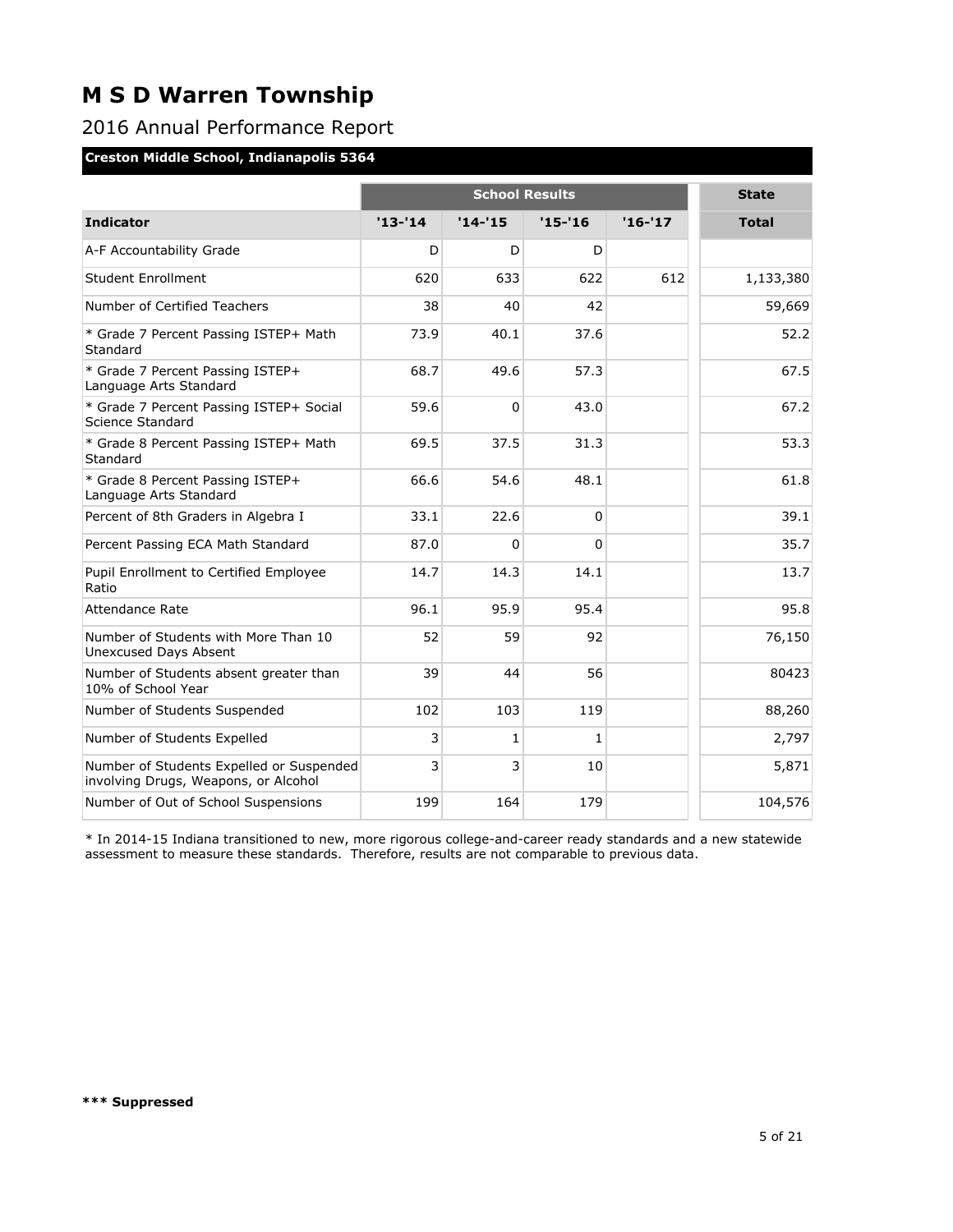# M S D Warren Township

## 2016 Annual Performance Report

**Creston Middle School, Indianapolis 5364**

| | School Results | | | | State |
|---|---|---|---|---|---|
| **Indicator** | **'13-'14** | **'14-'15** | **'15-'16** | **'16-'17** | **Total** |
| A-F Accountability Grade | D | D | D | | |
| Student Enrollment | 620 | 633 | 622 | 612 | 1,133,380 |
| Number of Certified Teachers | 38 | 40 | 42 | | 59,669 |
| * Grade 7 Percent Passing ISTEP+ Math Standard | 73.9 | 40.1 | 37.6 | | 52.2 |
| * Grade 7 Percent Passing ISTEP+ Language Arts Standard | 68.7 | 49.6 | 57.3 | | 67.5 |
| * Grade 7 Percent Passing ISTEP+ Social Science Standard | 59.6 | 0 | 43.0 | | 67.2 |
| * Grade 8 Percent Passing ISTEP+ Math Standard | 69.5 | 37.5 | 31.3 | | 53.3 |
| * Grade 8 Percent Passing ISTEP+ Language Arts Standard | 66.6 | 54.6 | 48.1 | | 61.8 |
| Percent of 8th Graders in Algebra I | 33.1 | 22.6 | 0 | | 39.1 |
| Percent Passing ECA Math Standard | 87.0 | 0 | 0 | | 35.7 |
| Pupil Enrollment to Certified Employee Ratio | 14.7 | 14.3 | 14.1 | | 13.7 |
| Attendance Rate | 96.1 | 95.9 | 95.4 | | 95.8 |
| Number of Students with More Than 10 Unexcused Days Absent | 52 | 59 | 92 | | 76,150 |
| Number of Students absent greater than 10% of School Year | 39 | 44 | 56 | | 80423 |
| Number of Students Suspended | 102 | 103 | 119 | | 88,260 |
| Number of Students Expelled | 3 | 1 | 1 | | 2,797 |
| Number of Students Expelled or Suspended involving Drugs, Weapons, or Alcohol | 3 | 3 | 10 | | 5,871 |
| Number of Out of School Suspensions | 199 | 164 | 179 | | 104,576 |

* In 2014-15 Indiana transitioned to new, more rigorous college-and-career ready standards and a new statewide assessment to measure these standards. Therefore, results are not comparable to previous data.

**\*\*\* Suppressed**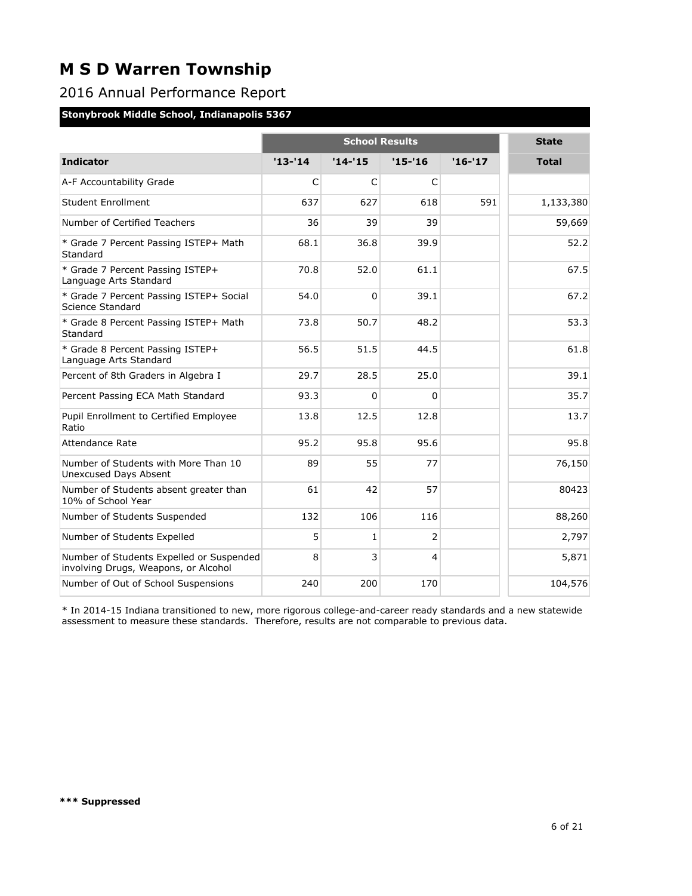# M S D Warren Township

## 2016 Annual Performance Report

### Stonybrook Middle School, Indianapolis 5367

| | School Results | | | | State |
|---|---|---|---|---|---|
| **Indicator** | **'13-'14** | **'14-'15** | **'15-'16** | **'16-'17** | **Total** |
| A-F Accountability Grade | C | C | C | | |
| Student Enrollment | 637 | 627 | 618 | 591 | 1,133,380 |
| Number of Certified Teachers | 36 | 39 | 39 | | 59,669 |
| * Grade 7 Percent Passing ISTEP+ Math Standard | 68.1 | 36.8 | 39.9 | | 52.2 |
| * Grade 7 Percent Passing ISTEP+ Language Arts Standard | 70.8 | 52.0 | 61.1 | | 67.5 |
| * Grade 7 Percent Passing ISTEP+ Social Science Standard | 54.0 | 0 | 39.1 | | 67.2 |
| * Grade 8 Percent Passing ISTEP+ Math Standard | 73.8 | 50.7 | 48.2 | | 53.3 |
| * Grade 8 Percent Passing ISTEP+ Language Arts Standard | 56.5 | 51.5 | 44.5 | | 61.8 |
| Percent of 8th Graders in Algebra I | 29.7 | 28.5 | 25.0 | | 39.1 |
| Percent Passing ECA Math Standard | 93.3 | 0 | 0 | | 35.7 |
| Pupil Enrollment to Certified Employee Ratio | 13.8 | 12.5 | 12.8 | | 13.7 |
| Attendance Rate | 95.2 | 95.8 | 95.6 | | 95.8 |
| Number of Students with More Than 10 Unexcused Days Absent | 89 | 55 | 77 | | 76,150 |
| Number of Students absent greater than 10% of School Year | 61 | 42 | 57 | | 80423 |
| Number of Students Suspended | 132 | 106 | 116 | | 88,260 |
| Number of Students Expelled | 5 | 1 | 2 | | 2,797 |
| Number of Students Expelled or Suspended involving Drugs, Weapons, or Alcohol | 8 | 3 | 4 | | 5,871 |
| Number of Out of School Suspensions | 240 | 200 | 170 | | 104,576 |

* In 2014-15 Indiana transitioned to new, more rigorous college-and-career ready standards and a new statewide assessment to measure these standards. Therefore, results are not comparable to previous data.

**\*\*\* Suppressed**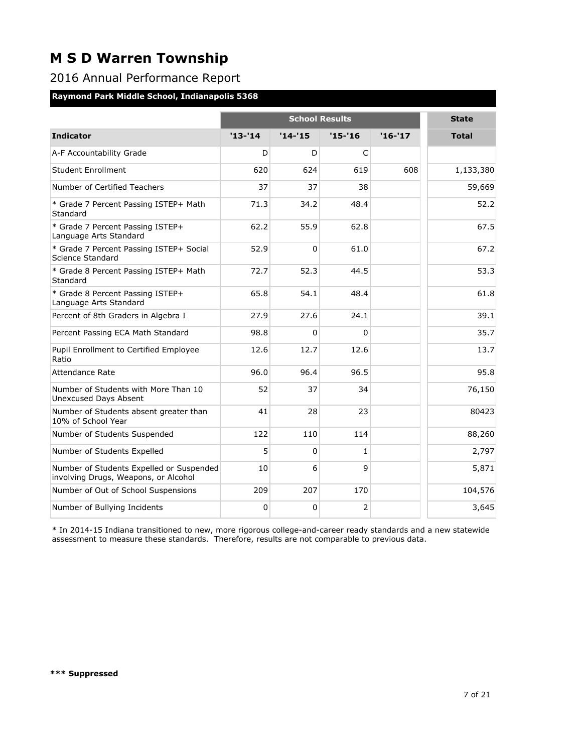# M S D Warren Township

## 2016 Annual Performance Report

### Raymond Park Middle School, Indianapolis 5368

| | School Results | | | | State |
|---|---|---|---|---|---|
| **Indicator** | **'13-'14** | **'14-'15** | **'15-'16** | **'16-'17** | **Total** |
| A-F Accountability Grade | D | D | C | | |
| Student Enrollment | 620 | 624 | 619 | 608 | 1,133,380 |
| Number of Certified Teachers | 37 | 37 | 38 | | 59,669 |
| * Grade 7 Percent Passing ISTEP+ Math Standard | 71.3 | 34.2 | 48.4 | | 52.2 |
| * Grade 7 Percent Passing ISTEP+ Language Arts Standard | 62.2 | 55.9 | 62.8 | | 67.5 |
| * Grade 7 Percent Passing ISTEP+ Social Science Standard | 52.9 | 0 | 61.0 | | 67.2 |
| * Grade 8 Percent Passing ISTEP+ Math Standard | 72.7 | 52.3 | 44.5 | | 53.3 |
| * Grade 8 Percent Passing ISTEP+ Language Arts Standard | 65.8 | 54.1 | 48.4 | | 61.8 |
| Percent of 8th Graders in Algebra I | 27.9 | 27.6 | 24.1 | | 39.1 |
| Percent Passing ECA Math Standard | 98.8 | 0 | 0 | | 35.7 |
| Pupil Enrollment to Certified Employee Ratio | 12.6 | 12.7 | 12.6 | | 13.7 |
| Attendance Rate | 96.0 | 96.4 | 96.5 | | 95.8 |
| Number of Students with More Than 10 Unexcused Days Absent | 52 | 37 | 34 | | 76,150 |
| Number of Students absent greater than 10% of School Year | 41 | 28 | 23 | | 80423 |
| Number of Students Suspended | 122 | 110 | 114 | | 88,260 |
| Number of Students Expelled | 5 | 0 | 1 | | 2,797 |
| Number of Students Expelled or Suspended involving Drugs, Weapons, or Alcohol | 10 | 6 | 9 | | 5,871 |
| Number of Out of School Suspensions | 209 | 207 | 170 | | 104,576 |
| Number of Bullying Incidents | 0 | 0 | 2 | | 3,645 |

* In 2014-15 Indiana transitioned to new, more rigorous college-and-career ready standards and a new statewide assessment to measure these standards. Therefore, results are not comparable to previous data.

**\*\*\* Suppressed**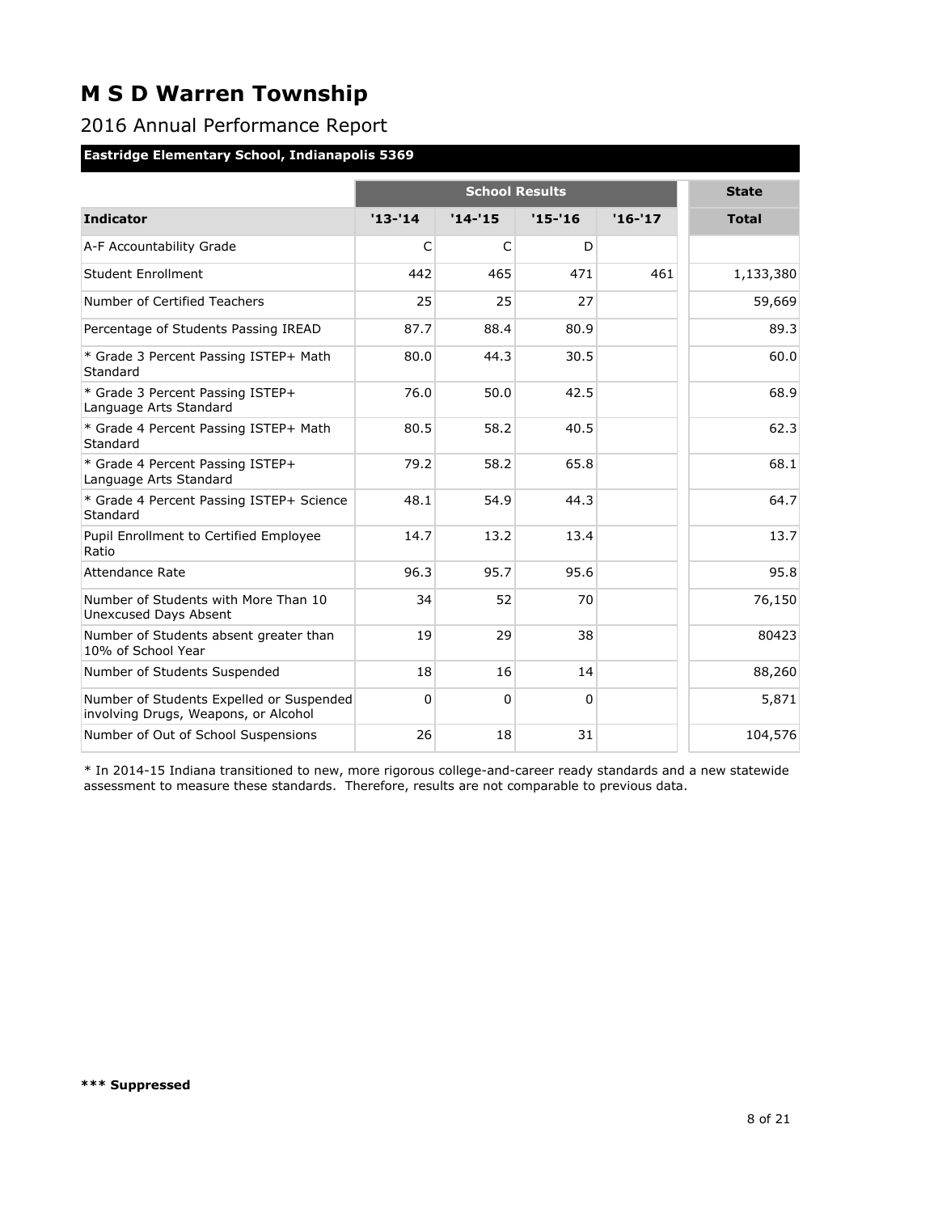# M S D Warren Township

## 2016 Annual Performance Report

**Eastridge Elementary School, Indianapolis 5369**

| | School Results | | | | State |
|---|---|---|---|---|---|
| **Indicator** | **'13-'14** | **'14-'15** | **'15-'16** | **'16-'17** | **Total** |
| A-F Accountability Grade | C | C | D | | |
| Student Enrollment | 442 | 465 | 471 | 461 | 1,133,380 |
| Number of Certified Teachers | 25 | 25 | 27 | | 59,669 |
| Percentage of Students Passing IREAD | 87.7 | 88.4 | 80.9 | | 89.3 |
| * Grade 3 Percent Passing ISTEP+ Math Standard | 80.0 | 44.3 | 30.5 | | 60.0 |
| * Grade 3 Percent Passing ISTEP+ Language Arts Standard | 76.0 | 50.0 | 42.5 | | 68.9 |
| * Grade 4 Percent Passing ISTEP+ Math Standard | 80.5 | 58.2 | 40.5 | | 62.3 |
| * Grade 4 Percent Passing ISTEP+ Language Arts Standard | 79.2 | 58.2 | 65.8 | | 68.1 |
| * Grade 4 Percent Passing ISTEP+ Science Standard | 48.1 | 54.9 | 44.3 | | 64.7 |
| Pupil Enrollment to Certified Employee Ratio | 14.7 | 13.2 | 13.4 | | 13.7 |
| Attendance Rate | 96.3 | 95.7 | 95.6 | | 95.8 |
| Number of Students with More Than 10 Unexcused Days Absent | 34 | 52 | 70 | | 76,150 |
| Number of Students absent greater than 10% of School Year | 19 | 29 | 38 | | 80423 |
| Number of Students Suspended | 18 | 16 | 14 | | 88,260 |
| Number of Students Expelled or Suspended involving Drugs, Weapons, or Alcohol | 0 | 0 | 0 | | 5,871 |
| Number of Out of School Suspensions | 26 | 18 | 31 | | 104,576 |

* In 2014-15 Indiana transitioned to new, more rigorous college-and-career ready standards and a new statewide assessment to measure these standards. Therefore, results are not comparable to previous data.

**\*\*\* Suppressed**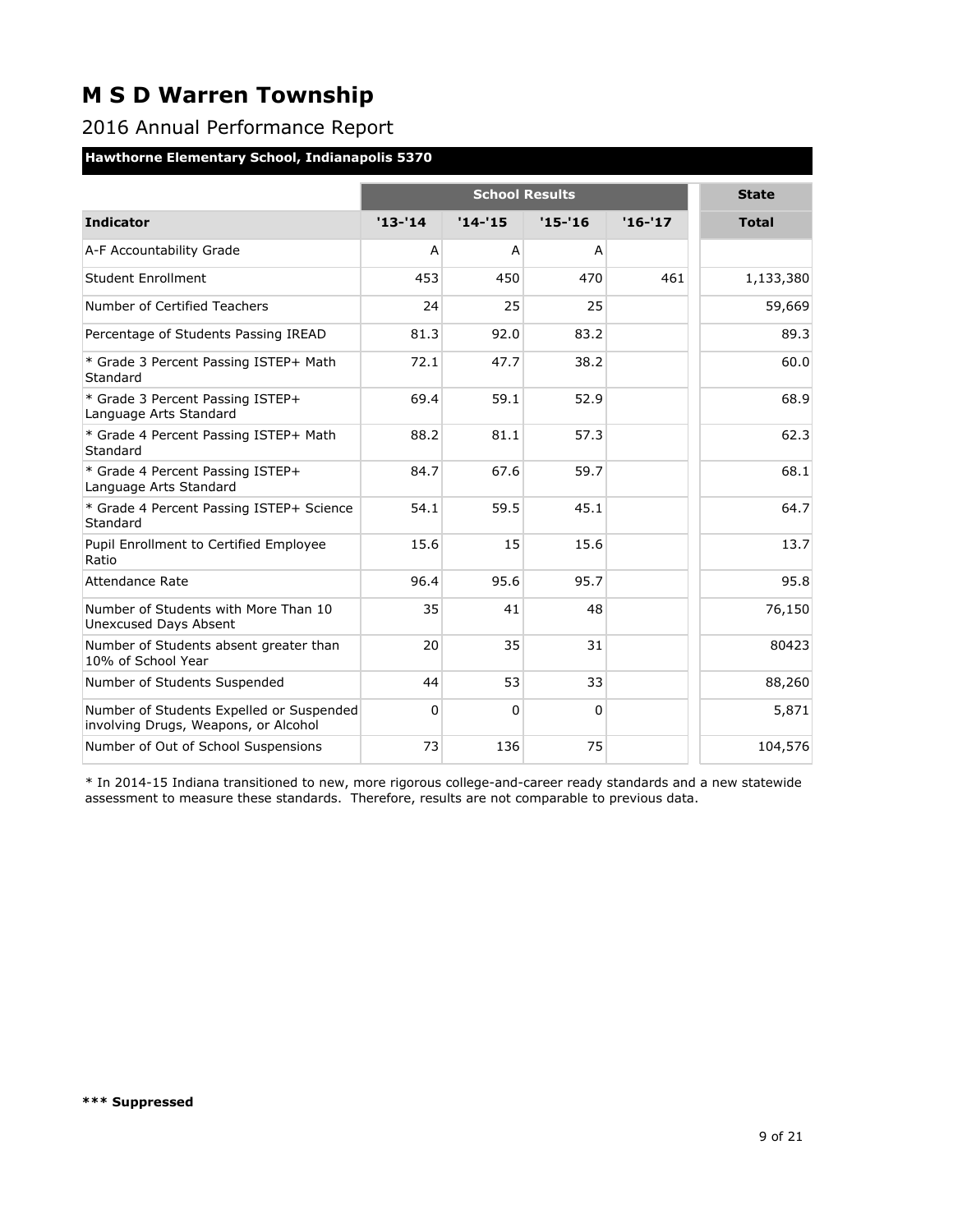# M S D Warren Township

## 2016 Annual Performance Report

### Hawthorne Elementary School, Indianapolis 5370

| | School Results | | | | State |
|---|---|---|---|---|---|
| **Indicator** | **'13-'14** | **'14-'15** | **'15-'16** | **'16-'17** | **Total** |
| A-F Accountability Grade | A | A | A | | |
| Student Enrollment | 453 | 450 | 470 | 461 | 1,133,380 |
| Number of Certified Teachers | 24 | 25 | 25 | | 59,669 |
| Percentage of Students Passing IREAD | 81.3 | 92.0 | 83.2 | | 89.3 |
| * Grade 3 Percent Passing ISTEP+ Math Standard | 72.1 | 47.7 | 38.2 | | 60.0 |
| * Grade 3 Percent Passing ISTEP+ Language Arts Standard | 69.4 | 59.1 | 52.9 | | 68.9 |
| * Grade 4 Percent Passing ISTEP+ Math Standard | 88.2 | 81.1 | 57.3 | | 62.3 |
| * Grade 4 Percent Passing ISTEP+ Language Arts Standard | 84.7 | 67.6 | 59.7 | | 68.1 |
| * Grade 4 Percent Passing ISTEP+ Science Standard | 54.1 | 59.5 | 45.1 | | 64.7 |
| Pupil Enrollment to Certified Employee Ratio | 15.6 | 15 | 15.6 | | 13.7 |
| Attendance Rate | 96.4 | 95.6 | 95.7 | | 95.8 |
| Number of Students with More Than 10 Unexcused Days Absent | 35 | 41 | 48 | | 76,150 |
| Number of Students absent greater than 10% of School Year | 20 | 35 | 31 | | 80423 |
| Number of Students Suspended | 44 | 53 | 33 | | 88,260 |
| Number of Students Expelled or Suspended involving Drugs, Weapons, or Alcohol | 0 | 0 | 0 | | 5,871 |
| Number of Out of School Suspensions | 73 | 136 | 75 | | 104,576 |

* In 2014-15 Indiana transitioned to new, more rigorous college-and-career ready standards and a new statewide assessment to measure these standards. Therefore, results are not comparable to previous data.

**\*\*\* Suppressed**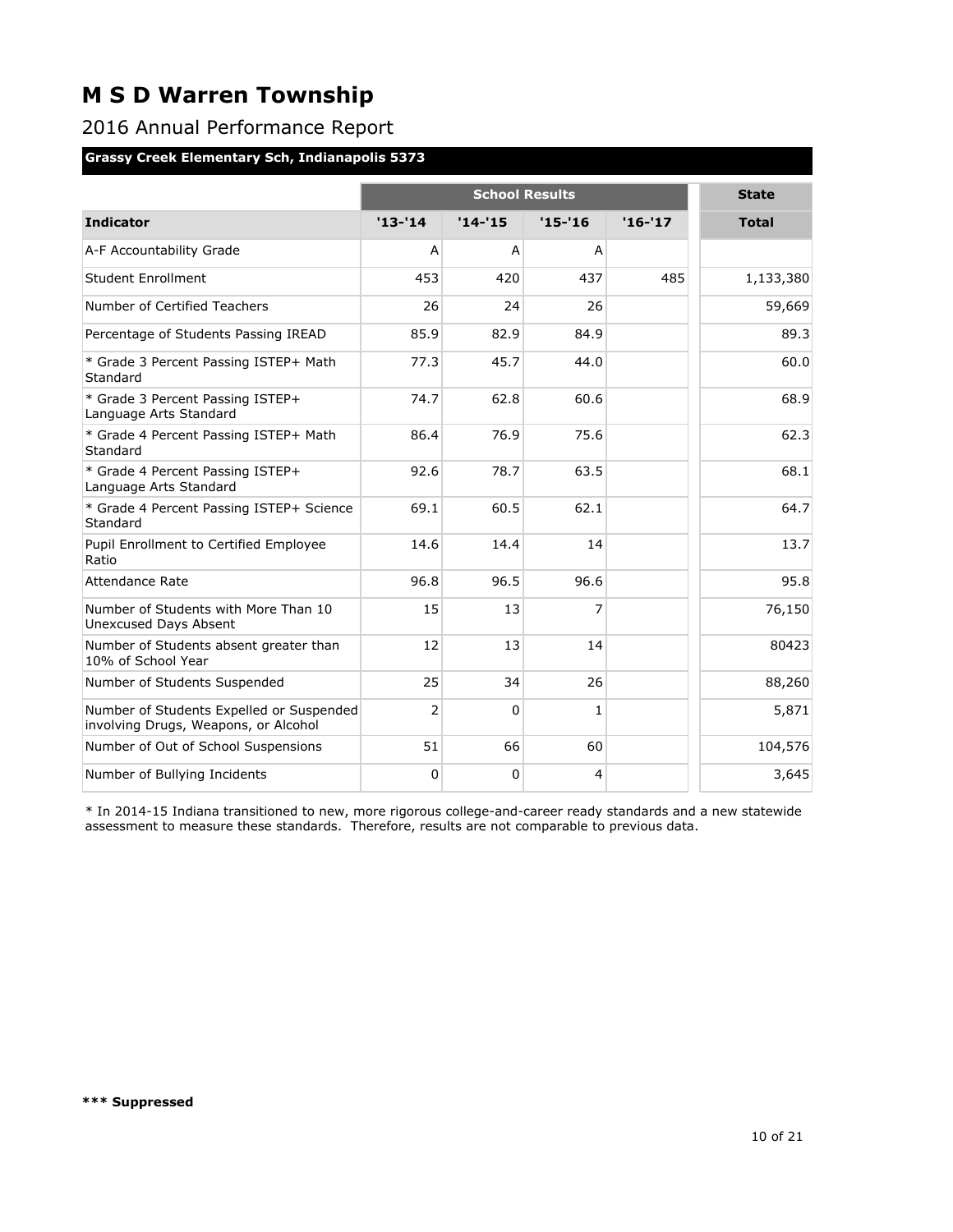# M S D Warren Township

## 2016 Annual Performance Report

### Grassy Creek Elementary Sch, Indianapolis 5373

| | School Results | | | | State |
|---|---|---|---|---|---|
| **Indicator** | **'13-'14** | **'14-'15** | **'15-'16** | **'16-'17** | **Total** |
| A-F Accountability Grade | A | A | A | | |
| Student Enrollment | 453 | 420 | 437 | 485 | 1,133,380 |
| Number of Certified Teachers | 26 | 24 | 26 | | 59,669 |
| Percentage of Students Passing IREAD | 85.9 | 82.9 | 84.9 | | 89.3 |
| * Grade 3 Percent Passing ISTEP+ Math Standard | 77.3 | 45.7 | 44.0 | | 60.0 |
| * Grade 3 Percent Passing ISTEP+ Language Arts Standard | 74.7 | 62.8 | 60.6 | | 68.9 |
| * Grade 4 Percent Passing ISTEP+ Math Standard | 86.4 | 76.9 | 75.6 | | 62.3 |
| * Grade 4 Percent Passing ISTEP+ Language Arts Standard | 92.6 | 78.7 | 63.5 | | 68.1 |
| * Grade 4 Percent Passing ISTEP+ Science Standard | 69.1 | 60.5 | 62.1 | | 64.7 |
| Pupil Enrollment to Certified Employee Ratio | 14.6 | 14.4 | 14 | | 13.7 |
| Attendance Rate | 96.8 | 96.5 | 96.6 | | 95.8 |
| Number of Students with More Than 10 Unexcused Days Absent | 15 | 13 | 7 | | 76,150 |
| Number of Students absent greater than 10% of School Year | 12 | 13 | 14 | | 80423 |
| Number of Students Suspended | 25 | 34 | 26 | | 88,260 |
| Number of Students Expelled or Suspended involving Drugs, Weapons, or Alcohol | 2 | 0 | 1 | | 5,871 |
| Number of Out of School Suspensions | 51 | 66 | 60 | | 104,576 |
| Number of Bullying Incidents | 0 | 0 | 4 | | 3,645 |

* In 2014-15 Indiana transitioned to new, more rigorous college-and-career ready standards and a new statewide assessment to measure these standards. Therefore, results are not comparable to previous data.

**\*\*\* Suppressed**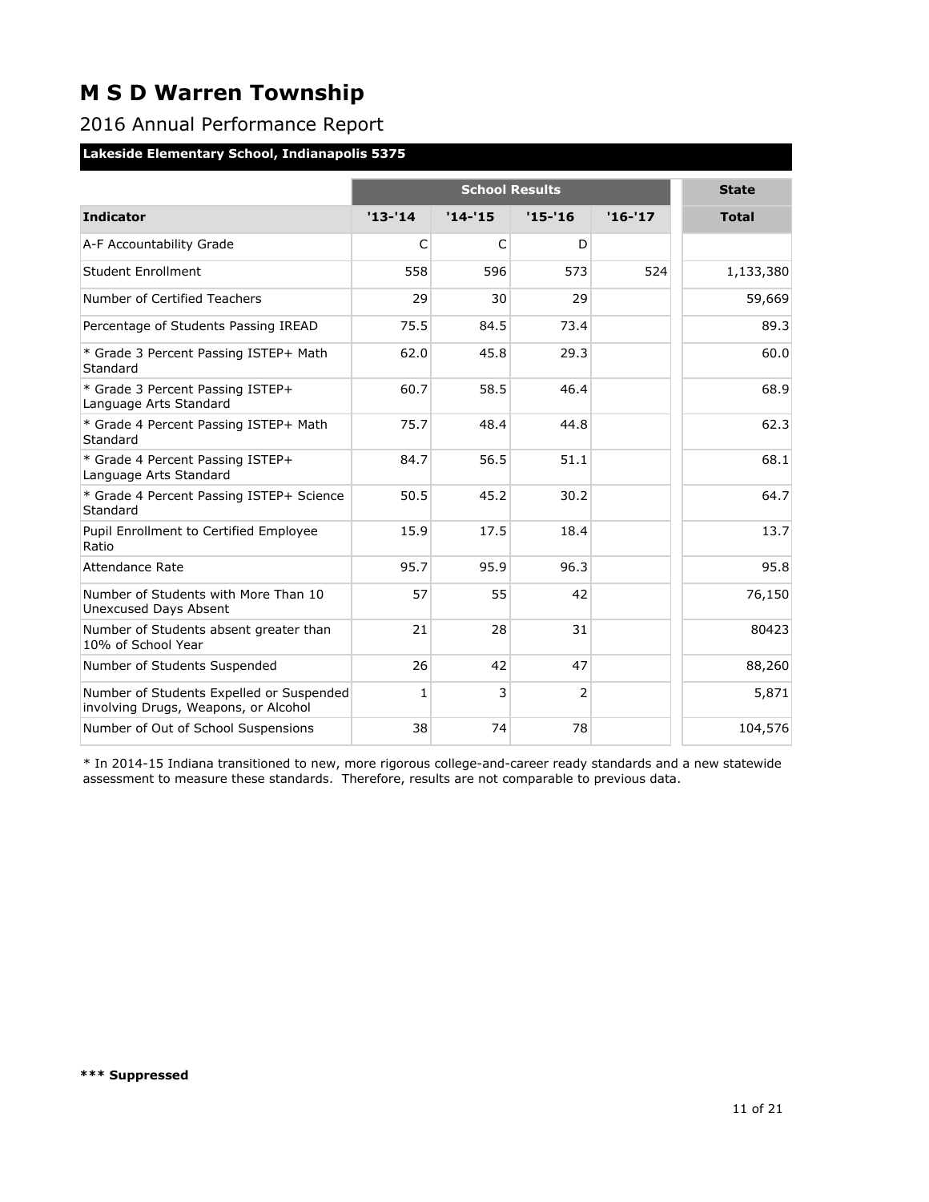# M S D Warren Township

## 2016 Annual Performance Report

### Lakeside Elementary School, Indianapolis 5375

| | School Results | | | | State |
|---|---|---|---|---|---|
| **Indicator** | **'13-'14** | **'14-'15** | **'15-'16** | **'16-'17** | **Total** |
| A-F Accountability Grade | C | C | D | | |
| Student Enrollment | 558 | 596 | 573 | 524 | 1,133,380 |
| Number of Certified Teachers | 29 | 30 | 29 | | 59,669 |
| Percentage of Students Passing IREAD | 75.5 | 84.5 | 73.4 | | 89.3 |
| * Grade 3 Percent Passing ISTEP+ Math Standard | 62.0 | 45.8 | 29.3 | | 60.0 |
| * Grade 3 Percent Passing ISTEP+ Language Arts Standard | 60.7 | 58.5 | 46.4 | | 68.9 |
| * Grade 4 Percent Passing ISTEP+ Math Standard | 75.7 | 48.4 | 44.8 | | 62.3 |
| * Grade 4 Percent Passing ISTEP+ Language Arts Standard | 84.7 | 56.5 | 51.1 | | 68.1 |
| * Grade 4 Percent Passing ISTEP+ Science Standard | 50.5 | 45.2 | 30.2 | | 64.7 |
| Pupil Enrollment to Certified Employee Ratio | 15.9 | 17.5 | 18.4 | | 13.7 |
| Attendance Rate | 95.7 | 95.9 | 96.3 | | 95.8 |
| Number of Students with More Than 10 Unexcused Days Absent | 57 | 55 | 42 | | 76,150 |
| Number of Students absent greater than 10% of School Year | 21 | 28 | 31 | | 80423 |
| Number of Students Suspended | 26 | 42 | 47 | | 88,260 |
| Number of Students Expelled or Suspended involving Drugs, Weapons, or Alcohol | 1 | 3 | 2 | | 5,871 |
| Number of Out of School Suspensions | 38 | 74 | 78 | | 104,576 |

* In 2014-15 Indiana transitioned to new, more rigorous college-and-career ready standards and a new statewide assessment to measure these standards. Therefore, results are not comparable to previous data.

**\*\*\* Suppressed**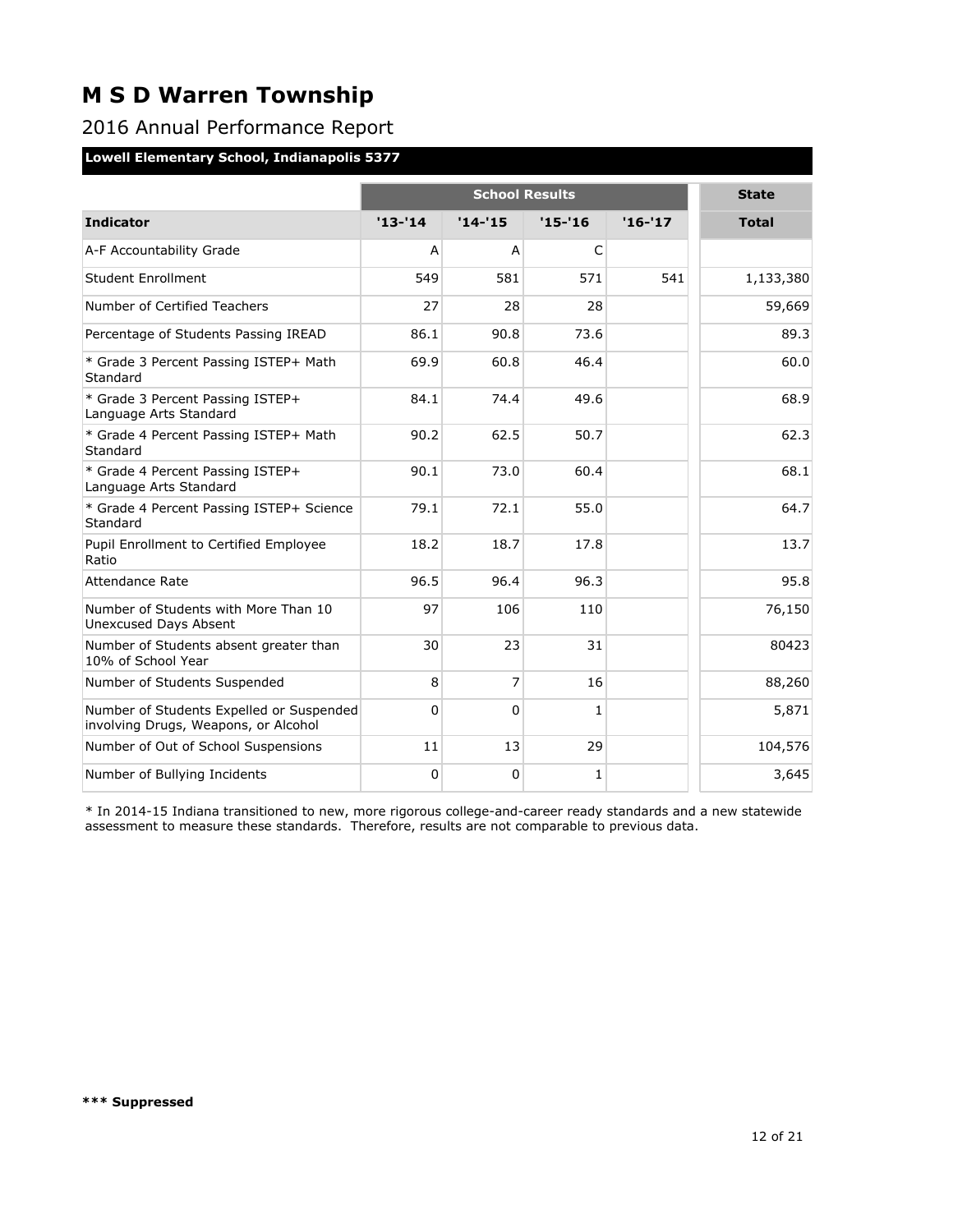# M S D Warren Township

## 2016 Annual Performance Report

**Lowell Elementary School, Indianapolis 5377**

| | School Results | | | | State |
|---|---|---|---|---|---|
| **Indicator** | **'13-'14** | **'14-'15** | **'15-'16** | **'16-'17** | **Total** |
| A-F Accountability Grade | A | A | C | | |
| Student Enrollment | 549 | 581 | 571 | 541 | 1,133,380 |
| Number of Certified Teachers | 27 | 28 | 28 | | 59,669 |
| Percentage of Students Passing IREAD | 86.1 | 90.8 | 73.6 | | 89.3 |
| * Grade 3 Percent Passing ISTEP+ Math Standard | 69.9 | 60.8 | 46.4 | | 60.0 |
| * Grade 3 Percent Passing ISTEP+ Language Arts Standard | 84.1 | 74.4 | 49.6 | | 68.9 |
| * Grade 4 Percent Passing ISTEP+ Math Standard | 90.2 | 62.5 | 50.7 | | 62.3 |
| * Grade 4 Percent Passing ISTEP+ Language Arts Standard | 90.1 | 73.0 | 60.4 | | 68.1 |
| * Grade 4 Percent Passing ISTEP+ Science Standard | 79.1 | 72.1 | 55.0 | | 64.7 |
| Pupil Enrollment to Certified Employee Ratio | 18.2 | 18.7 | 17.8 | | 13.7 |
| Attendance Rate | 96.5 | 96.4 | 96.3 | | 95.8 |
| Number of Students with More Than 10 Unexcused Days Absent | 97 | 106 | 110 | | 76,150 |
| Number of Students absent greater than 10% of School Year | 30 | 23 | 31 | | 80423 |
| Number of Students Suspended | 8 | 7 | 16 | | 88,260 |
| Number of Students Expelled or Suspended involving Drugs, Weapons, or Alcohol | 0 | 0 | 1 | | 5,871 |
| Number of Out of School Suspensions | 11 | 13 | 29 | | 104,576 |
| Number of Bullying Incidents | 0 | 0 | 1 | | 3,645 |

* In 2014-15 Indiana transitioned to new, more rigorous college-and-career ready standards and a new statewide assessment to measure these standards. Therefore, results are not comparable to previous data.

**\*\*\* Suppressed**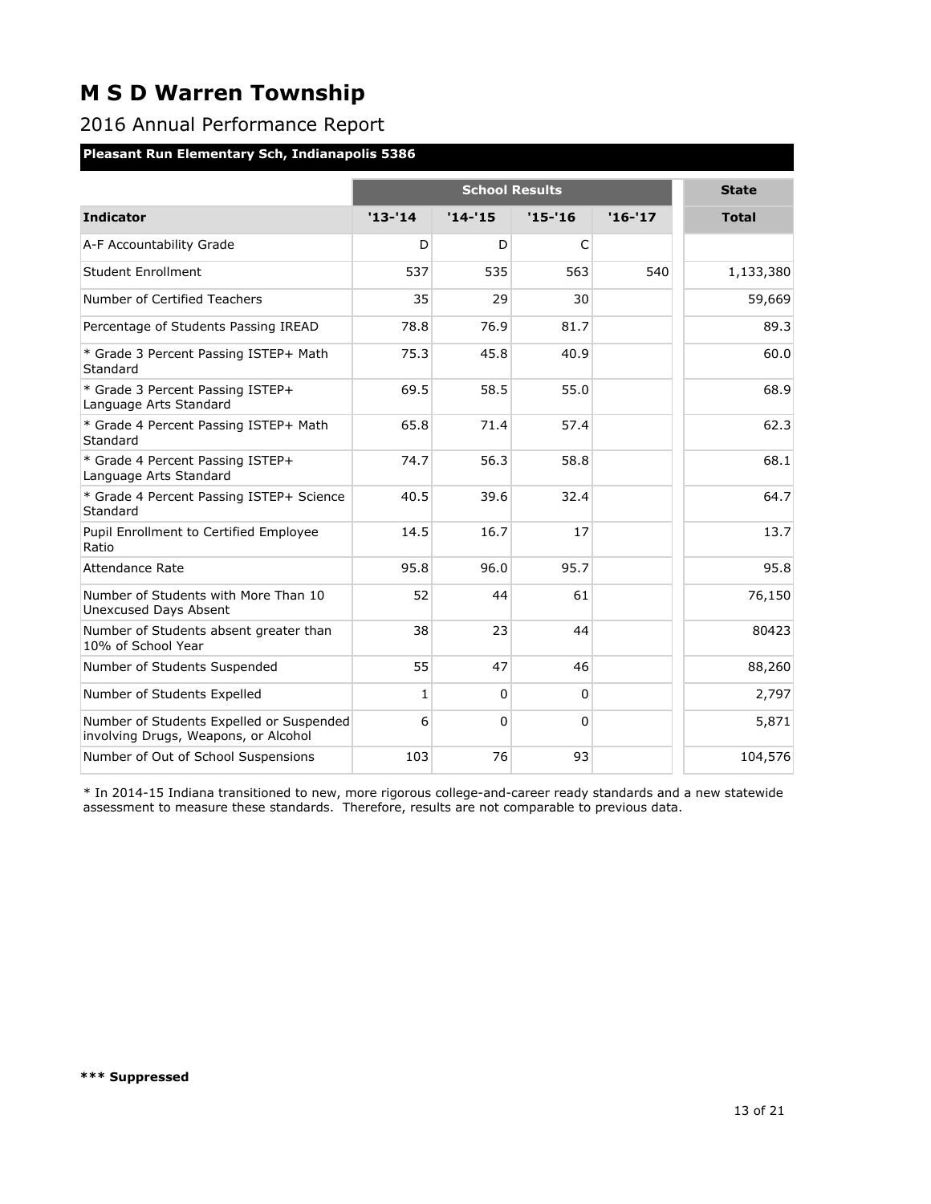# M S D Warren Township

## 2016 Annual Performance Report

### Pleasant Run Elementary Sch, Indianapolis 5386

| | School Results | | | | State |
|---|---|---|---|---|---|
| **Indicator** | **'13-'14** | **'14-'15** | **'15-'16** | **'16-'17** | **Total** |
| A-F Accountability Grade | D | D | C | | |
| Student Enrollment | 537 | 535 | 563 | 540 | 1,133,380 |
| Number of Certified Teachers | 35 | 29 | 30 | | 59,669 |
| Percentage of Students Passing IREAD | 78.8 | 76.9 | 81.7 | | 89.3 |
| * Grade 3 Percent Passing ISTEP+ Math Standard | 75.3 | 45.8 | 40.9 | | 60.0 |
| * Grade 3 Percent Passing ISTEP+ Language Arts Standard | 69.5 | 58.5 | 55.0 | | 68.9 |
| * Grade 4 Percent Passing ISTEP+ Math Standard | 65.8 | 71.4 | 57.4 | | 62.3 |
| * Grade 4 Percent Passing ISTEP+ Language Arts Standard | 74.7 | 56.3 | 58.8 | | 68.1 |
| * Grade 4 Percent Passing ISTEP+ Science Standard | 40.5 | 39.6 | 32.4 | | 64.7 |
| Pupil Enrollment to Certified Employee Ratio | 14.5 | 16.7 | 17 | | 13.7 |
| Attendance Rate | 95.8 | 96.0 | 95.7 | | 95.8 |
| Number of Students with More Than 10 Unexcused Days Absent | 52 | 44 | 61 | | 76,150 |
| Number of Students absent greater than 10% of School Year | 38 | 23 | 44 | | 80423 |
| Number of Students Suspended | 55 | 47 | 46 | | 88,260 |
| Number of Students Expelled | 1 | 0 | 0 | | 2,797 |
| Number of Students Expelled or Suspended involving Drugs, Weapons, or Alcohol | 6 | 0 | 0 | | 5,871 |
| Number of Out of School Suspensions | 103 | 76 | 93 | | 104,576 |

* In 2014-15 Indiana transitioned to new, more rigorous college-and-career ready standards and a new statewide assessment to measure these standards. Therefore, results are not comparable to previous data.

**\*\*\* Suppressed**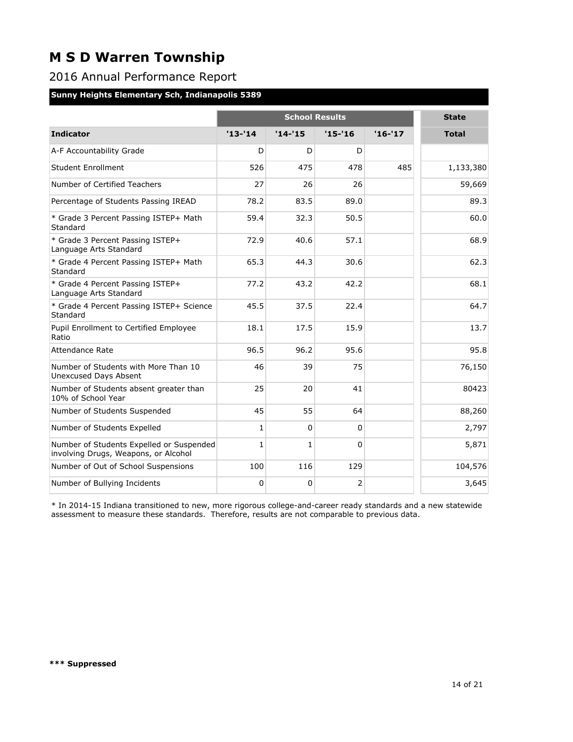# M S D Warren Township

## 2016 Annual Performance Report

### Sunny Heights Elementary Sch, Indianapolis 5389

| | School Results | | | | State |
|---|---|---|---|---|---|
| **Indicator** | **'13-'14** | **'14-'15** | **'15-'16** | **'16-'17** | **Total** |
| A-F Accountability Grade | D | D | D | | |
| Student Enrollment | 526 | 475 | 478 | 485 | 1,133,380 |
| Number of Certified Teachers | 27 | 26 | 26 | | 59,669 |
| Percentage of Students Passing IREAD | 78.2 | 83.5 | 89.0 | | 89.3 |
| * Grade 3 Percent Passing ISTEP+ Math Standard | 59.4 | 32.3 | 50.5 | | 60.0 |
| * Grade 3 Percent Passing ISTEP+ Language Arts Standard | 72.9 | 40.6 | 57.1 | | 68.9 |
| * Grade 4 Percent Passing ISTEP+ Math Standard | 65.3 | 44.3 | 30.6 | | 62.3 |
| * Grade 4 Percent Passing ISTEP+ Language Arts Standard | 77.2 | 43.2 | 42.2 | | 68.1 |
| * Grade 4 Percent Passing ISTEP+ Science Standard | 45.5 | 37.5 | 22.4 | | 64.7 |
| Pupil Enrollment to Certified Employee Ratio | 18.1 | 17.5 | 15.9 | | 13.7 |
| Attendance Rate | 96.5 | 96.2 | 95.6 | | 95.8 |
| Number of Students with More Than 10 Unexcused Days Absent | 46 | 39 | 75 | | 76,150 |
| Number of Students absent greater than 10% of School Year | 25 | 20 | 41 | | 80423 |
| Number of Students Suspended | 45 | 55 | 64 | | 88,260 |
| Number of Students Expelled | 1 | 0 | 0 | | 2,797 |
| Number of Students Expelled or Suspended involving Drugs, Weapons, or Alcohol | 1 | 1 | 0 | | 5,871 |
| Number of Out of School Suspensions | 100 | 116 | 129 | | 104,576 |
| Number of Bullying Incidents | 0 | 0 | 2 | | 3,645 |

* In 2014-15 Indiana transitioned to new, more rigorous college-and-career ready standards and a new statewide assessment to measure these standards. Therefore, results are not comparable to previous data.

**\*\*\* Suppressed**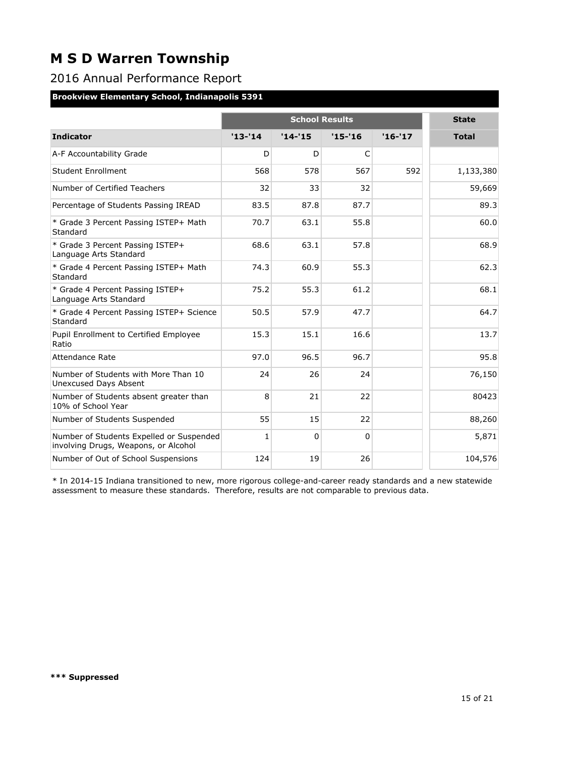# M S D Warren Township

## 2016 Annual Performance Report

**Brookview Elementary School, Indianapolis 5391**

| | School Results | | | | State |
|---|---|---|---|---|---|
| **Indicator** | **'13-'14** | **'14-'15** | **'15-'16** | **'16-'17** | **Total** |
| A-F Accountability Grade | D | D | C | | |
| Student Enrollment | 568 | 578 | 567 | 592 | 1,133,380 |
| Number of Certified Teachers | 32 | 33 | 32 | | 59,669 |
| Percentage of Students Passing IREAD | 83.5 | 87.8 | 87.7 | | 89.3 |
| * Grade 3 Percent Passing ISTEP+ Math Standard | 70.7 | 63.1 | 55.8 | | 60.0 |
| * Grade 3 Percent Passing ISTEP+ Language Arts Standard | 68.6 | 63.1 | 57.8 | | 68.9 |
| * Grade 4 Percent Passing ISTEP+ Math Standard | 74.3 | 60.9 | 55.3 | | 62.3 |
| * Grade 4 Percent Passing ISTEP+ Language Arts Standard | 75.2 | 55.3 | 61.2 | | 68.1 |
| * Grade 4 Percent Passing ISTEP+ Science Standard | 50.5 | 57.9 | 47.7 | | 64.7 |
| Pupil Enrollment to Certified Employee Ratio | 15.3 | 15.1 | 16.6 | | 13.7 |
| Attendance Rate | 97.0 | 96.5 | 96.7 | | 95.8 |
| Number of Students with More Than 10 Unexcused Days Absent | 24 | 26 | 24 | | 76,150 |
| Number of Students absent greater than 10% of School Year | 8 | 21 | 22 | | 80423 |
| Number of Students Suspended | 55 | 15 | 22 | | 88,260 |
| Number of Students Expelled or Suspended involving Drugs, Weapons, or Alcohol | 1 | 0 | 0 | | 5,871 |
| Number of Out of School Suspensions | 124 | 19 | 26 | | 104,576 |

* In 2014-15 Indiana transitioned to new, more rigorous college-and-career ready standards and a new statewide assessment to measure these standards. Therefore, results are not comparable to previous data.

**\*\*\* Suppressed**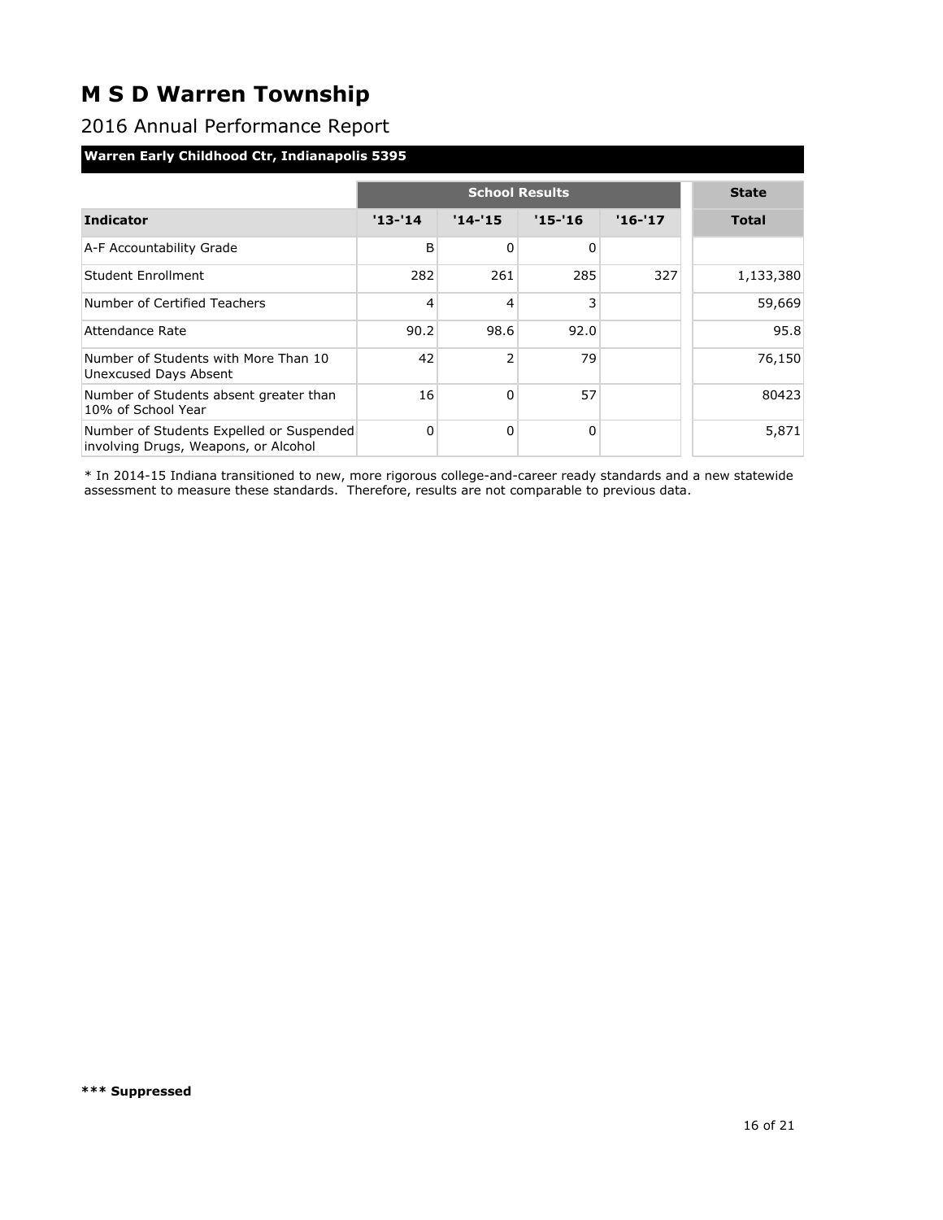# M S D Warren Township

## 2016 Annual Performance Report

### Warren Early Childhood Ctr, Indianapolis 5395

| | School Results | | | | State |
|---|---|---|---|---|---|
| **Indicator** | **'13-'14** | **'14-'15** | **'15-'16** | **'16-'17** | **Total** |
| A-F Accountability Grade | B | 0 | 0 | | |
| Student Enrollment | 282 | 261 | 285 | 327 | 1,133,380 |
| Number of Certified Teachers | 4 | 4 | 3 | | 59,669 |
| Attendance Rate | 90.2 | 98.6 | 92.0 | | 95.8 |
| Number of Students with More Than 10 Unexcused Days Absent | 42 | 2 | 79 | | 76,150 |
| Number of Students absent greater than 10% of School Year | 16 | 0 | 57 | | 80423 |
| Number of Students Expelled or Suspended involving Drugs, Weapons, or Alcohol | 0 | 0 | 0 | | 5,871 |

* In 2014-15 Indiana transitioned to new, more rigorous college-and-career ready standards and a new statewide assessment to measure these standards. Therefore, results are not comparable to previous data.

**\*\*\* Suppressed**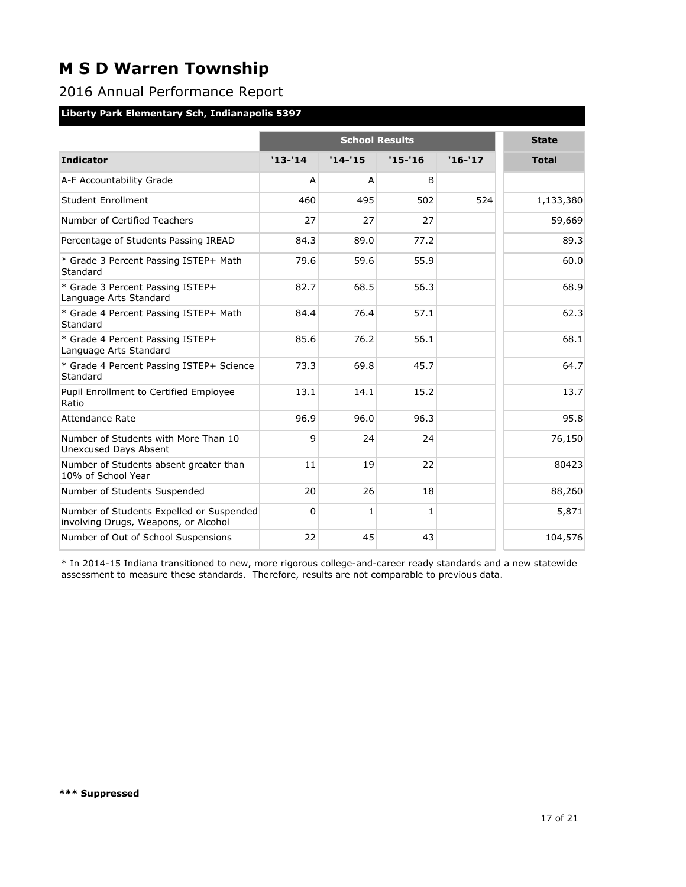# M S D Warren Township

## 2016 Annual Performance Report

### Liberty Park Elementary Sch, Indianapolis 5397

| | School Results | | | | State |
|---|---|---|---|---|---|
| **Indicator** | **'13-'14** | **'14-'15** | **'15-'16** | **'16-'17** | **Total** |
| A-F Accountability Grade | A | A | B | | |
| Student Enrollment | 460 | 495 | 502 | 524 | 1,133,380 |
| Number of Certified Teachers | 27 | 27 | 27 | | 59,669 |
| Percentage of Students Passing IREAD | 84.3 | 89.0 | 77.2 | | 89.3 |
| * Grade 3 Percent Passing ISTEP+ Math Standard | 79.6 | 59.6 | 55.9 | | 60.0 |
| * Grade 3 Percent Passing ISTEP+ Language Arts Standard | 82.7 | 68.5 | 56.3 | | 68.9 |
| * Grade 4 Percent Passing ISTEP+ Math Standard | 84.4 | 76.4 | 57.1 | | 62.3 |
| * Grade 4 Percent Passing ISTEP+ Language Arts Standard | 85.6 | 76.2 | 56.1 | | 68.1 |
| * Grade 4 Percent Passing ISTEP+ Science Standard | 73.3 | 69.8 | 45.7 | | 64.7 |
| Pupil Enrollment to Certified Employee Ratio | 13.1 | 14.1 | 15.2 | | 13.7 |
| Attendance Rate | 96.9 | 96.0 | 96.3 | | 95.8 |
| Number of Students with More Than 10 Unexcused Days Absent | 9 | 24 | 24 | | 76,150 |
| Number of Students absent greater than 10% of School Year | 11 | 19 | 22 | | 80423 |
| Number of Students Suspended | 20 | 26 | 18 | | 88,260 |
| Number of Students Expelled or Suspended involving Drugs, Weapons, or Alcohol | 0 | 1 | 1 | | 5,871 |
| Number of Out of School Suspensions | 22 | 45 | 43 | | 104,576 |

* In 2014-15 Indiana transitioned to new, more rigorous college-and-career ready standards and a new statewide assessment to measure these standards. Therefore, results are not comparable to previous data.

**\*\*\* Suppressed**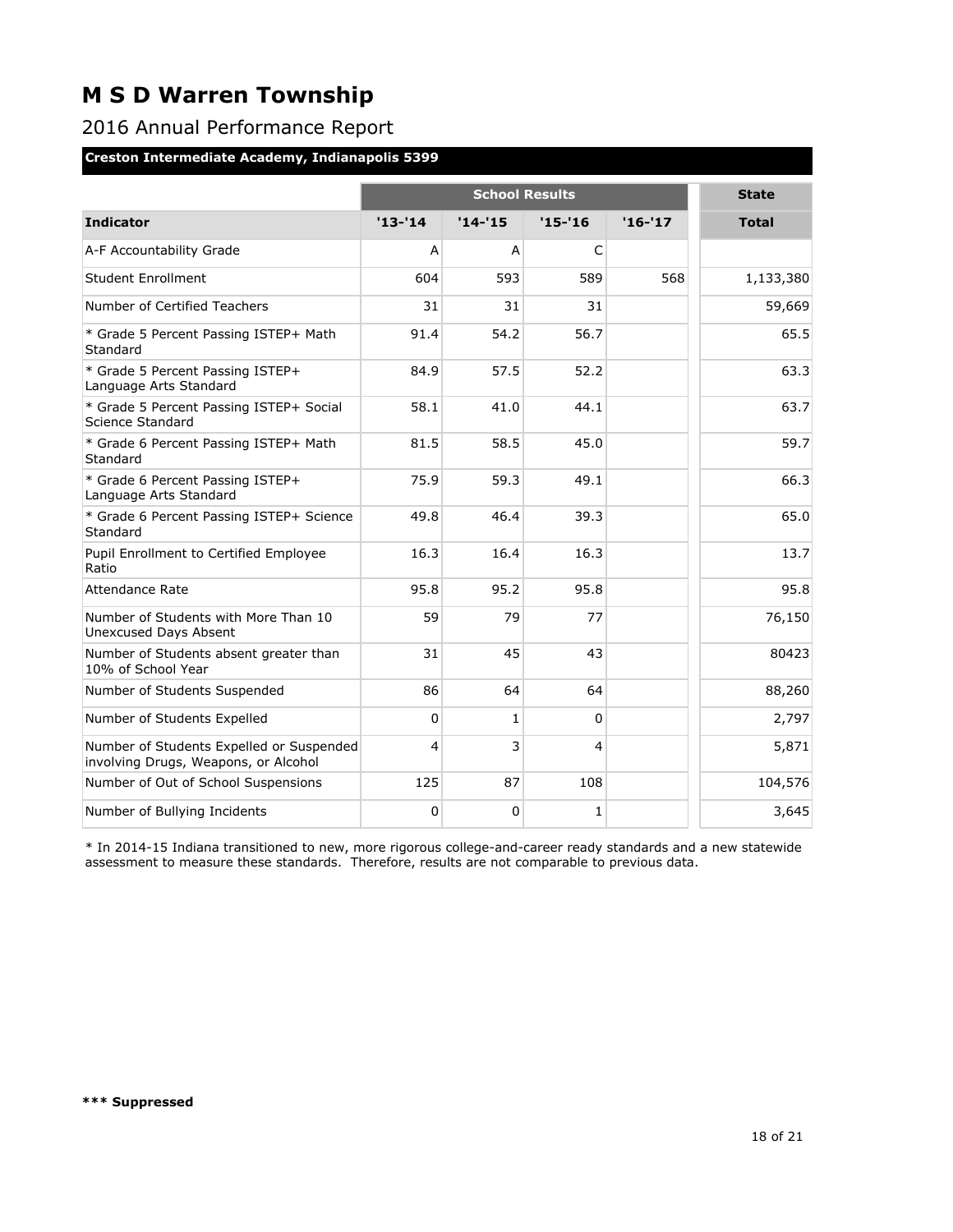# M S D Warren Township

## 2016 Annual Performance Report

### Creston Intermediate Academy, Indianapolis 5399

| | School Results | | | | State |
|---|---|---|---|---|---|
| **Indicator** | **'13-'14** | **'14-'15** | **'15-'16** | **'16-'17** | **Total** |
| A-F Accountability Grade | A | A | C | | |
| Student Enrollment | 604 | 593 | 589 | 568 | 1,133,380 |
| Number of Certified Teachers | 31 | 31 | 31 | | 59,669 |
| * Grade 5 Percent Passing ISTEP+ Math Standard | 91.4 | 54.2 | 56.7 | | 65.5 |
| * Grade 5 Percent Passing ISTEP+ Language Arts Standard | 84.9 | 57.5 | 52.2 | | 63.3 |
| * Grade 5 Percent Passing ISTEP+ Social Science Standard | 58.1 | 41.0 | 44.1 | | 63.7 |
| * Grade 6 Percent Passing ISTEP+ Math Standard | 81.5 | 58.5 | 45.0 | | 59.7 |
| * Grade 6 Percent Passing ISTEP+ Language Arts Standard | 75.9 | 59.3 | 49.1 | | 66.3 |
| * Grade 6 Percent Passing ISTEP+ Science Standard | 49.8 | 46.4 | 39.3 | | 65.0 |
| Pupil Enrollment to Certified Employee Ratio | 16.3 | 16.4 | 16.3 | | 13.7 |
| Attendance Rate | 95.8 | 95.2 | 95.8 | | 95.8 |
| Number of Students with More Than 10 Unexcused Days Absent | 59 | 79 | 77 | | 76,150 |
| Number of Students absent greater than 10% of School Year | 31 | 45 | 43 | | 80423 |
| Number of Students Suspended | 86 | 64 | 64 | | 88,260 |
| Number of Students Expelled | 0 | 1 | 0 | | 2,797 |
| Number of Students Expelled or Suspended involving Drugs, Weapons, or Alcohol | 4 | 3 | 4 | | 5,871 |
| Number of Out of School Suspensions | 125 | 87 | 108 | | 104,576 |
| Number of Bullying Incidents | 0 | 0 | 1 | | 3,645 |

* In 2014-15 Indiana transitioned to new, more rigorous college-and-career ready standards and a new statewide assessment to measure these standards. Therefore, results are not comparable to previous data.

**\*\*\* Suppressed**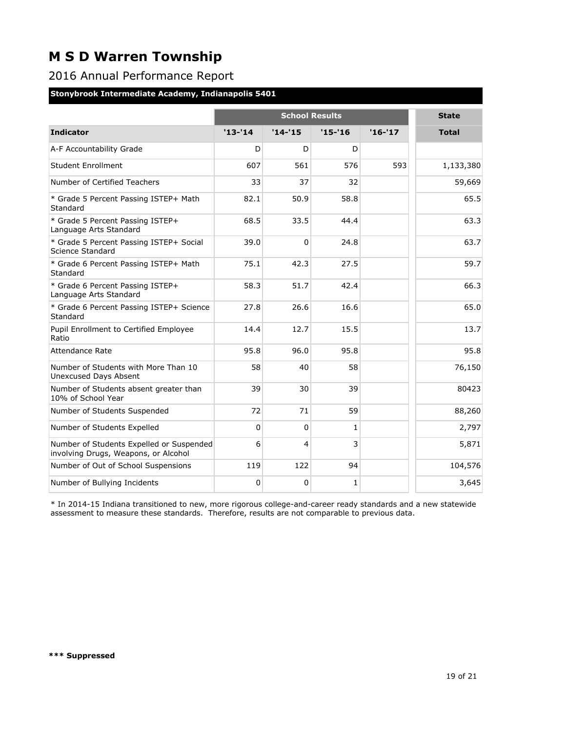# M S D Warren Township

## 2016 Annual Performance Report

**Stonybrook Intermediate Academy, Indianapolis 5401**

| | School Results | | | | State |
|---|---|---|---|---|---|
| **Indicator** | **'13-'14** | **'14-'15** | **'15-'16** | **'16-'17** | **Total** |
| A-F Accountability Grade | D | D | D | | |
| Student Enrollment | 607 | 561 | 576 | 593 | 1,133,380 |
| Number of Certified Teachers | 33 | 37 | 32 | | 59,669 |
| * Grade 5 Percent Passing ISTEP+ Math Standard | 82.1 | 50.9 | 58.8 | | 65.5 |
| * Grade 5 Percent Passing ISTEP+ Language Arts Standard | 68.5 | 33.5 | 44.4 | | 63.3 |
| * Grade 5 Percent Passing ISTEP+ Social Science Standard | 39.0 | 0 | 24.8 | | 63.7 |
| * Grade 6 Percent Passing ISTEP+ Math Standard | 75.1 | 42.3 | 27.5 | | 59.7 |
| * Grade 6 Percent Passing ISTEP+ Language Arts Standard | 58.3 | 51.7 | 42.4 | | 66.3 |
| * Grade 6 Percent Passing ISTEP+ Science Standard | 27.8 | 26.6 | 16.6 | | 65.0 |
| Pupil Enrollment to Certified Employee Ratio | 14.4 | 12.7 | 15.5 | | 13.7 |
| Attendance Rate | 95.8 | 96.0 | 95.8 | | 95.8 |
| Number of Students with More Than 10 Unexcused Days Absent | 58 | 40 | 58 | | 76,150 |
| Number of Students absent greater than 10% of School Year | 39 | 30 | 39 | | 80423 |
| Number of Students Suspended | 72 | 71 | 59 | | 88,260 |
| Number of Students Expelled | 0 | 0 | 1 | | 2,797 |
| Number of Students Expelled or Suspended involving Drugs, Weapons, or Alcohol | 6 | 4 | 3 | | 5,871 |
| Number of Out of School Suspensions | 119 | 122 | 94 | | 104,576 |
| Number of Bullying Incidents | 0 | 0 | 1 | | 3,645 |

* In 2014-15 Indiana transitioned to new, more rigorous college-and-career ready standards and a new statewide assessment to measure these standards. Therefore, results are not comparable to previous data.

**\*\*\* Suppressed**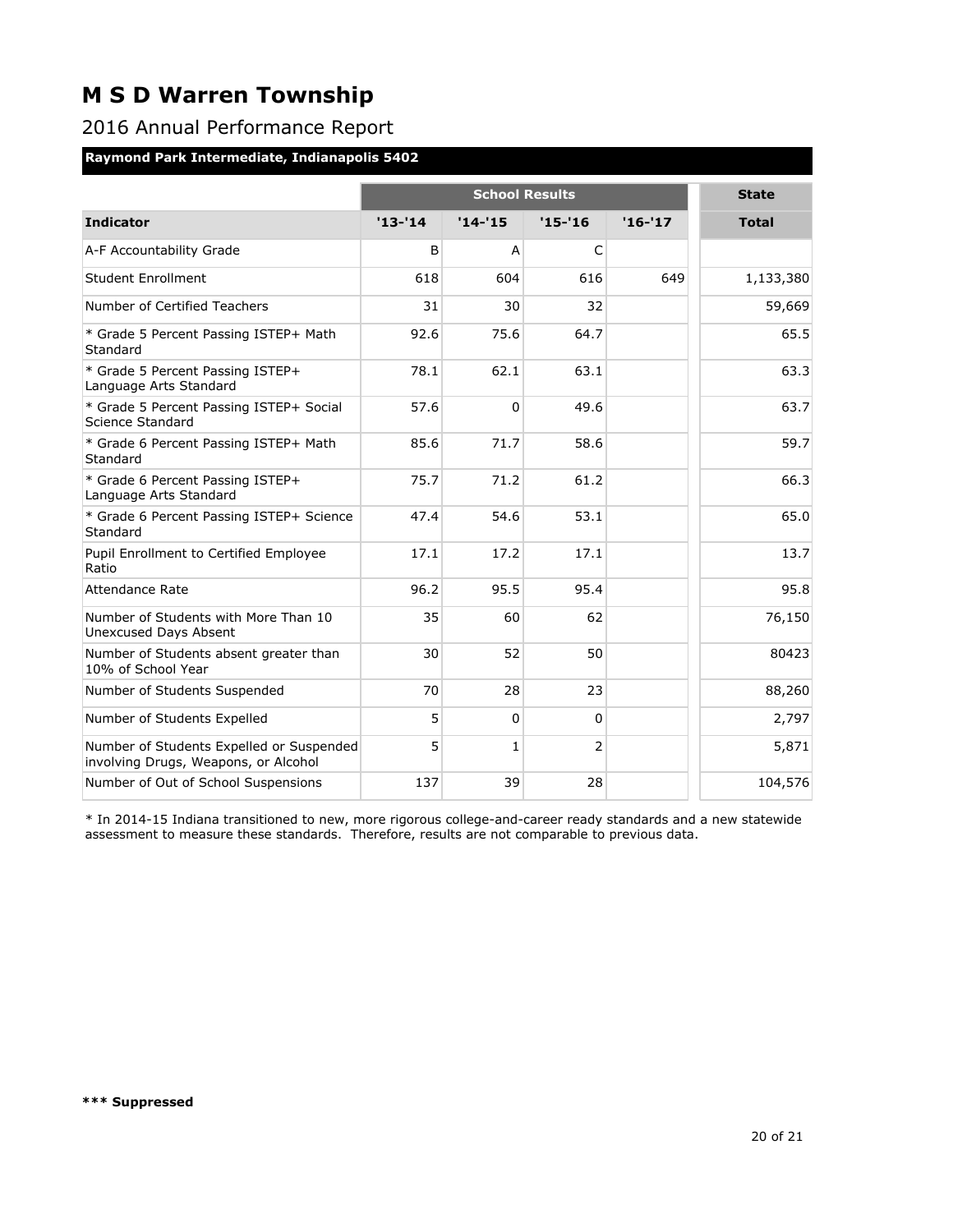# M S D Warren Township

## 2016 Annual Performance Report

**Raymond Park Intermediate, Indianapolis 5402**

| | School Results | | | | State |
|---|---|---|---|---|---|
| **Indicator** | **'13-'14** | **'14-'15** | **'15-'16** | **'16-'17** | **Total** |
| A-F Accountability Grade | B | A | C | | |
| Student Enrollment | 618 | 604 | 616 | 649 | 1,133,380 |
| Number of Certified Teachers | 31 | 30 | 32 | | 59,669 |
| * Grade 5 Percent Passing ISTEP+ Math Standard | 92.6 | 75.6 | 64.7 | | 65.5 |
| * Grade 5 Percent Passing ISTEP+ Language Arts Standard | 78.1 | 62.1 | 63.1 | | 63.3 |
| * Grade 5 Percent Passing ISTEP+ Social Science Standard | 57.6 | 0 | 49.6 | | 63.7 |
| * Grade 6 Percent Passing ISTEP+ Math Standard | 85.6 | 71.7 | 58.6 | | 59.7 |
| * Grade 6 Percent Passing ISTEP+ Language Arts Standard | 75.7 | 71.2 | 61.2 | | 66.3 |
| * Grade 6 Percent Passing ISTEP+ Science Standard | 47.4 | 54.6 | 53.1 | | 65.0 |
| Pupil Enrollment to Certified Employee Ratio | 17.1 | 17.2 | 17.1 | | 13.7 |
| Attendance Rate | 96.2 | 95.5 | 95.4 | | 95.8 |
| Number of Students with More Than 10 Unexcused Days Absent | 35 | 60 | 62 | | 76,150 |
| Number of Students absent greater than 10% of School Year | 30 | 52 | 50 | | 80423 |
| Number of Students Suspended | 70 | 28 | 23 | | 88,260 |
| Number of Students Expelled | 5 | 0 | 0 | | 2,797 |
| Number of Students Expelled or Suspended involving Drugs, Weapons, or Alcohol | 5 | 1 | 2 | | 5,871 |
| Number of Out of School Suspensions | 137 | 39 | 28 | | 104,576 |

* In 2014-15 Indiana transitioned to new, more rigorous college-and-career ready standards and a new statewide assessment to measure these standards. Therefore, results are not comparable to previous data.

**\*\*\* Suppressed**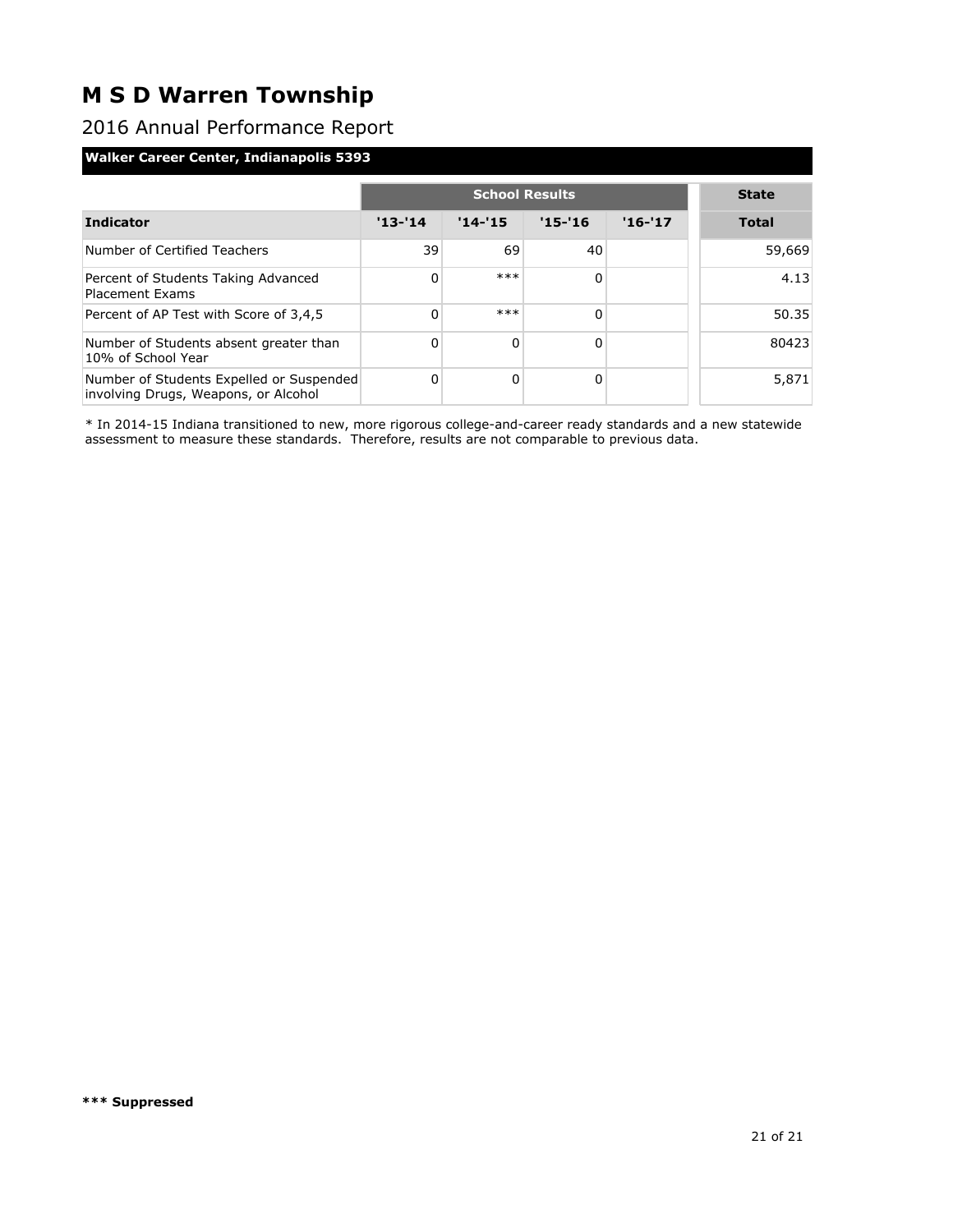# M S D Warren Township

## 2016 Annual Performance Report

### Walker Career Center, Indianapolis 5393

| | School Results | | | | State |
|---|---|---|---|---|---|
| **Indicator** | **'13-'14** | **'14-'15** | **'15-'16** | **'16-'17** | **Total** |
| Number of Certified Teachers | 39 | 69 | 40 | | 59,669 |
| Percent of Students Taking Advanced Placement Exams | 0 | *** | 0 | | 4.13 |
| Percent of AP Test with Score of 3,4,5 | 0 | *** | 0 | | 50.35 |
| Number of Students absent greater than 10% of School Year | 0 | 0 | 0 | | 80423 |
| Number of Students Expelled or Suspended involving Drugs, Weapons, or Alcohol | 0 | 0 | 0 | | 5,871 |

* In 2014-15 Indiana transitioned to new, more rigorous college-and-career ready standards and a new statewide assessment to measure these standards. Therefore, results are not comparable to previous data.

**\*\*\* Suppressed**